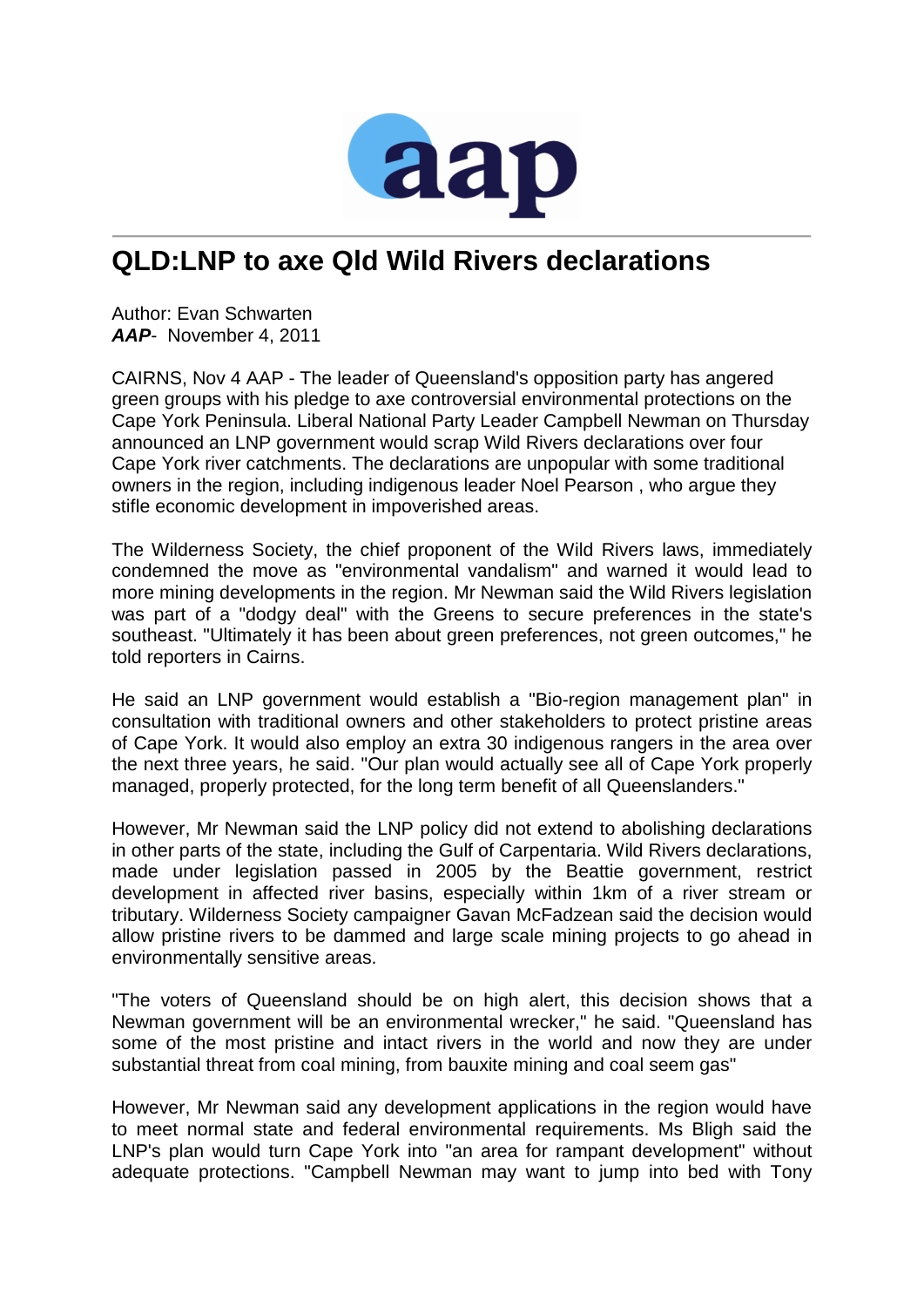# QLD:LNP to axe Qld Wild Rivers declarations

Author: Evan Schwarten
***AAP***- November 4, 2011

CAIRNS, Nov 4 AAP - The leader of Queensland's opposition party has angered green groups with his pledge to axe controversial environmental protections on the Cape York Peninsula. Liberal National Party Leader Campbell Newman on Thursday announced an LNP government would scrap Wild Rivers declarations over four Cape York river catchments. The declarations are unpopular with some traditional owners in the region, including indigenous leader Noel Pearson , who argue they stifle economic development in impoverished areas.

The Wilderness Society, the chief proponent of the Wild Rivers laws, immediately condemned the move as "environmental vandalism" and warned it would lead to more mining developments in the region. Mr Newman said the Wild Rivers legislation was part of a "dodgy deal" with the Greens to secure preferences in the state's southeast. "Ultimately it has been about green preferences, not green outcomes," he told reporters in Cairns.

He said an LNP government would establish a "Bio-region management plan" in consultation with traditional owners and other stakeholders to protect pristine areas of Cape York. It would also employ an extra 30 indigenous rangers in the area over the next three years, he said. "Our plan would actually see all of Cape York properly managed, properly protected, for the long term benefit of all Queenslanders."

However, Mr Newman said the LNP policy did not extend to abolishing declarations in other parts of the state, including the Gulf of Carpentaria. Wild Rivers declarations, made under legislation passed in 2005 by the Beattie government, restrict development in affected river basins, especially within 1km of a river stream or tributary. Wilderness Society campaigner Gavan McFadzean said the decision would allow pristine rivers to be dammed and large scale mining projects to go ahead in environmentally sensitive areas.

"The voters of Queensland should be on high alert, this decision shows that a Newman government will be an environmental wrecker," he said. "Queensland has some of the most pristine and intact rivers in the world and now they are under substantial threat from coal mining, from bauxite mining and coal seem gas"

However, Mr Newman said any development applications in the region would have to meet normal state and federal environmental requirements. Ms Bligh said the LNP's plan would turn Cape York into "an area for rampant development" without adequate protections. "Campbell Newman may want to jump into bed with Tony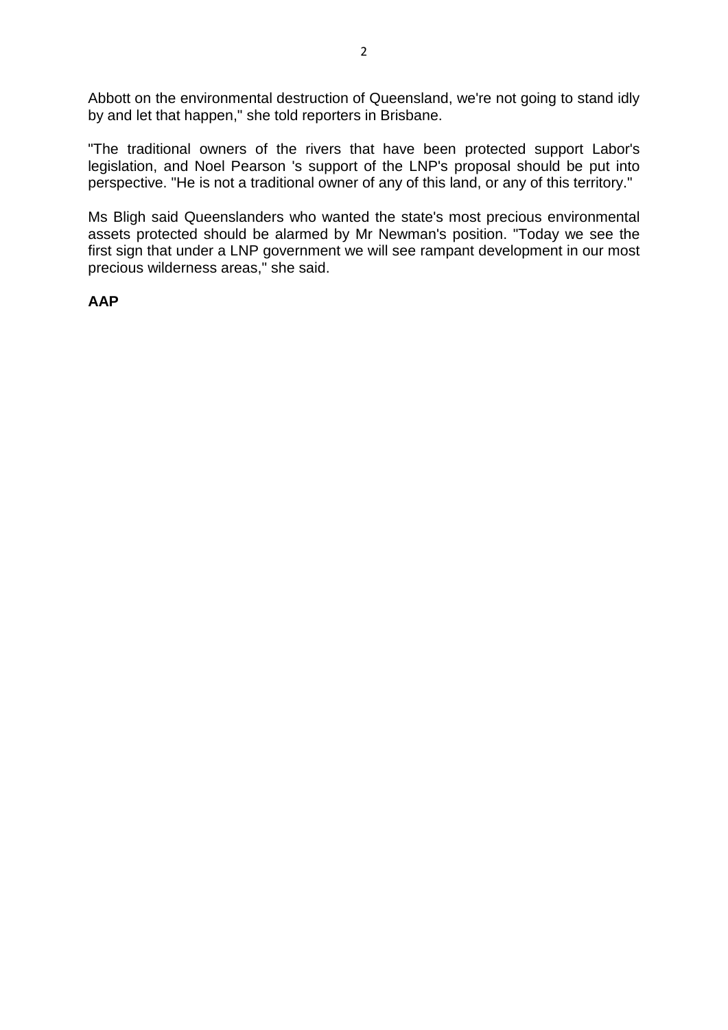Abbott on the environmental destruction of Queensland, we're not going to stand idly by and let that happen," she told reporters in Brisbane.

"The traditional owners of the rivers that have been protected support Labor's legislation, and Noel Pearson 's support of the LNP's proposal should be put into perspective. "He is not a traditional owner of any of this land, or any of this territory."

Ms Bligh said Queenslanders who wanted the state's most precious environmental assets protected should be alarmed by Mr Newman's position. "Today we see the first sign that under a LNP government we will see rampant development in our most precious wilderness areas," she said.

**AAP**